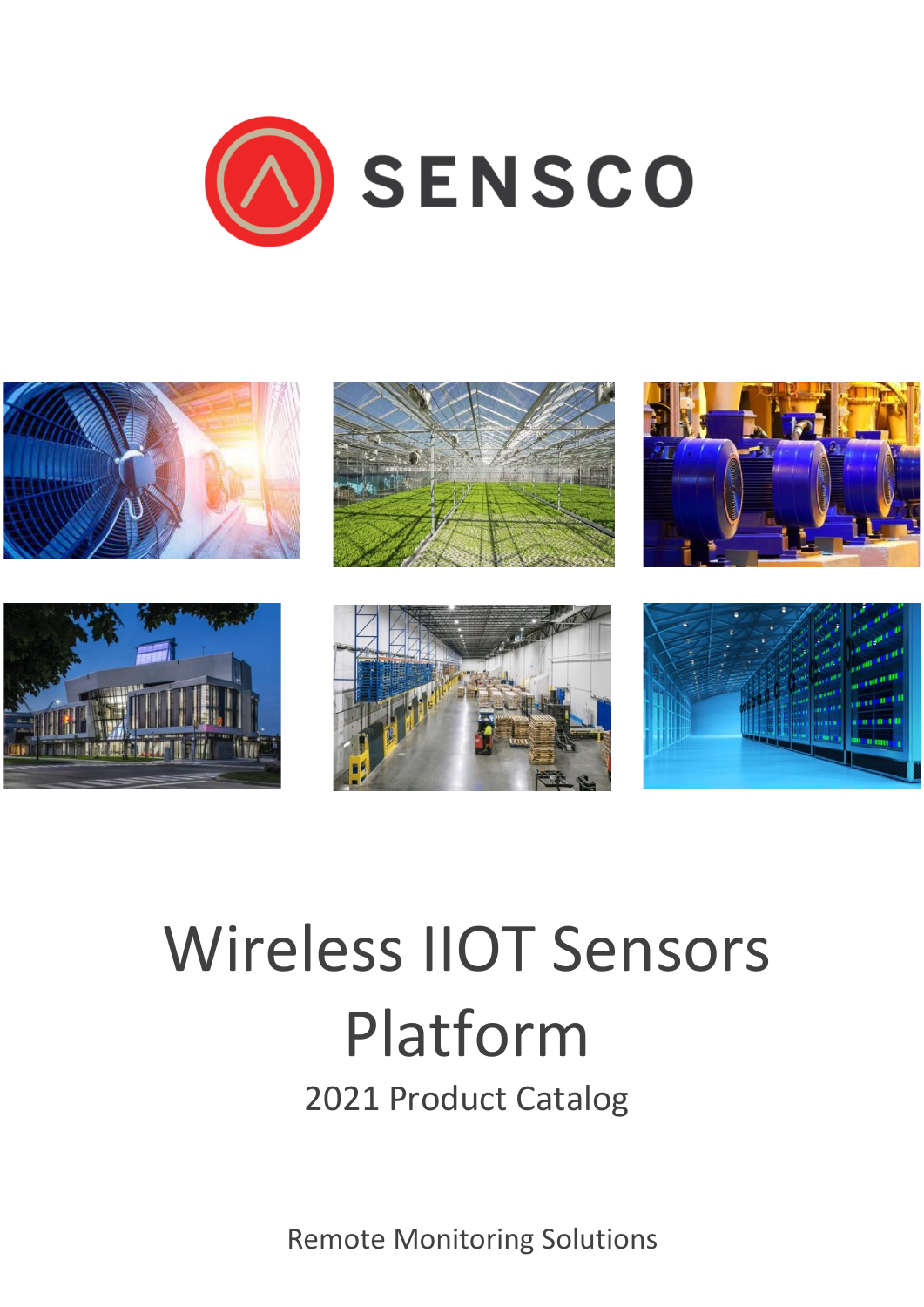SENSCO

# Wireless IIOT Sensors Platform

2021 Product Catalog

Remote Monitoring Solutions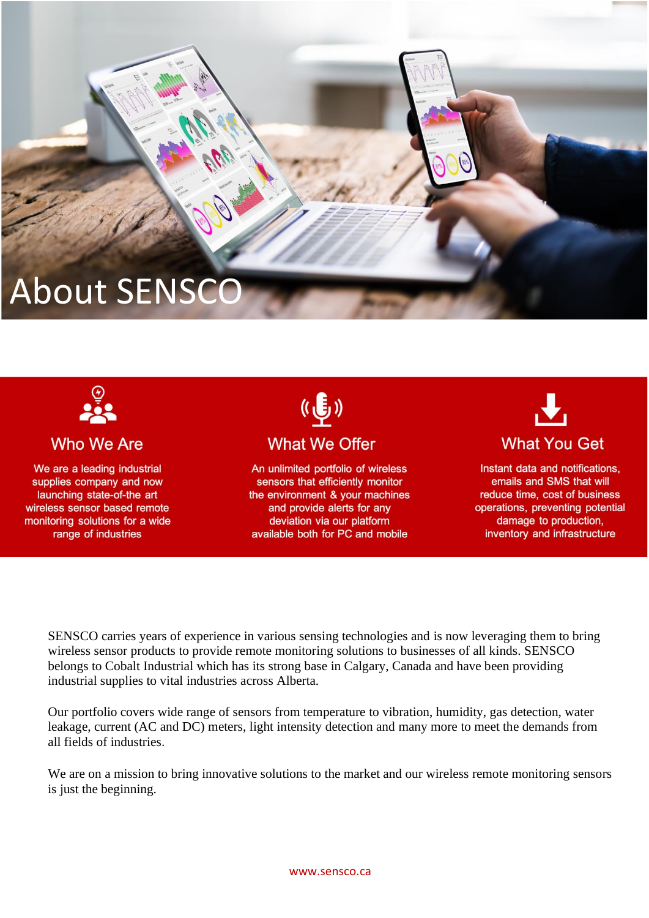# About SENSCO

### Who We Are

We are a leading industrial supplies company and now launching state-of-the art wireless sensor based remote monitoring solutions for a wide range of industries

### What We Offer

An unlimited portfolio of wireless sensors that efficiently monitor the environment & your machines and provide alerts for any deviation via our platform available both for PC and mobile

### What You Get

Instant data and notifications, emails and SMS that will reduce time, cost of business operations, preventing potential damage to production, inventory and infrastructure

SENSCO carries years of experience in various sensing technologies and is now leveraging them to bring wireless sensor products to provide remote monitoring solutions to businesses of all kinds. SENSCO belongs to Cobalt Industrial which has its strong base in Calgary, Canada and have been providing industrial supplies to vital industries across Alberta.

Our portfolio covers wide range of sensors from temperature to vibration, humidity, gas detection, water leakage, current (AC and DC) meters, light intensity detection and many more to meet the demands from all fields of industries.

We are on a mission to bring innovative solutions to the market and our wireless remote monitoring sensors is just the beginning.

www.sensco.ca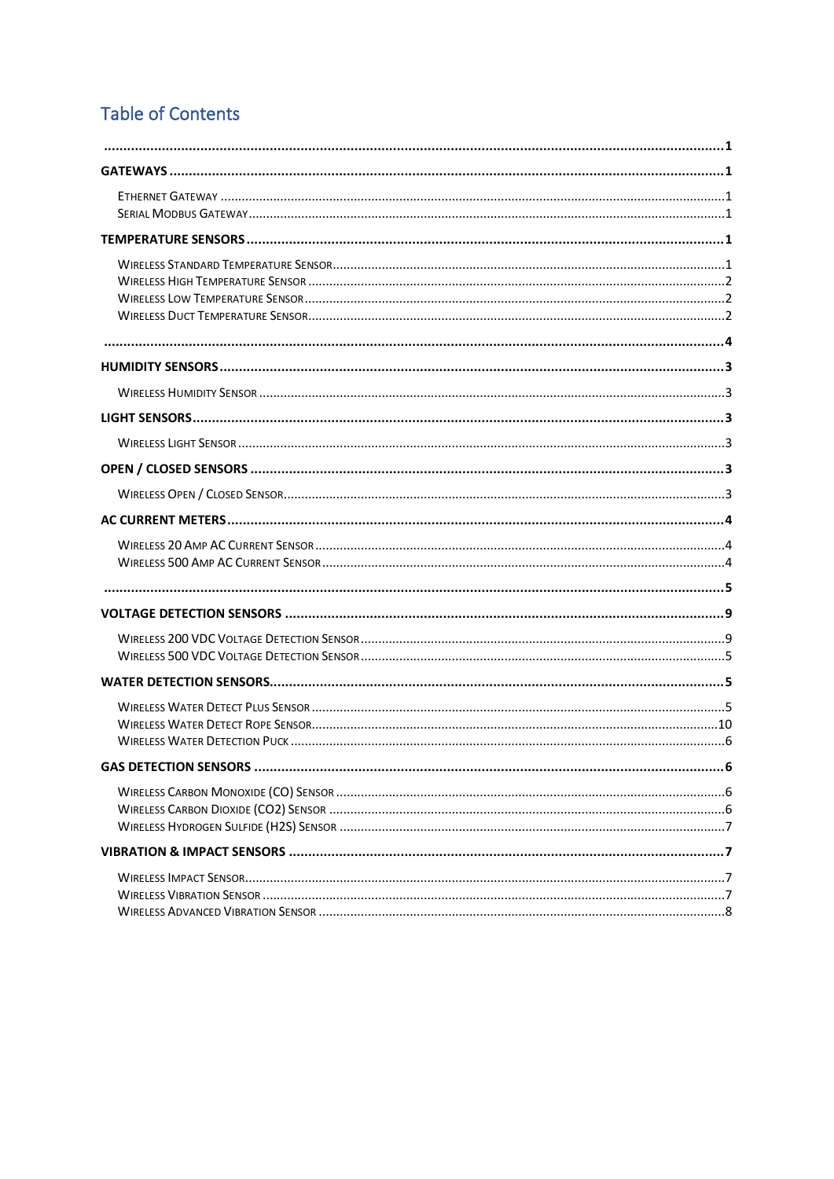## Table of Contents

.......................................................................................................................................................1

**GATEWAYS** .....................................................................................................................................1

Ethernet Gateway .....................................................................................................................1
Serial Modbus Gateway..............................................................................................................1

**TEMPERATURE SENSORS** .................................................................................................................1

Wireless Standard Temperature Sensor......................................................................................1
Wireless High Temperature Sensor .............................................................................................2
Wireless Low Temperature Sensor ..............................................................................................2
Wireless Duct Temperature Sensor.............................................................................................2

.......................................................................................................................................................4

**HUMIDITY SENSORS** ........................................................................................................................3

Wireless Humidity Sensor ...........................................................................................................3

**LIGHT SENSORS**..............................................................................................................................3

Wireless Light Sensor .................................................................................................................3

**OPEN / CLOSED SENSORS** ................................................................................................................3

Wireless Open / Closed Sensor....................................................................................................3

**AC CURRENT METERS**......................................................................................................................4

Wireless 20 Amp AC Current Sensor ...........................................................................................4
Wireless 500 Amp AC Current Sensor .........................................................................................4

.......................................................................................................................................................5

**VOLTAGE DETECTION SENSORS** .......................................................................................................9

Wireless 200 VDC Voltage Detection Sensor ..............................................................................9
Wireless 500 VDC Voltage Detection Sensor ..............................................................................5

**WATER DETECTION SENSORS**...........................................................................................................5

Wireless Water Detect Plus Sensor ............................................................................................5
Wireless Water Detect Rope Sensor...........................................................................................10
Wireless Water Detection Puck ..................................................................................................6

**GAS DETECTION SENSORS** ...............................................................................................................6

Wireless Carbon Monoxide (CO) Sensor .....................................................................................6
Wireless Carbon Dioxide ($CO_2$) Sensor .......................................................................................6
Wireless Hydrogen Sulfide ($H_2S$) Sensor ....................................................................................7

**VIBRATION & IMPACT SENSORS** .......................................................................................................7

Wireless Impact Sensor...............................................................................................................7
Wireless Vibration Sensor ..........................................................................................................7
Wireless Advanced Vibration Sensor ..........................................................................................8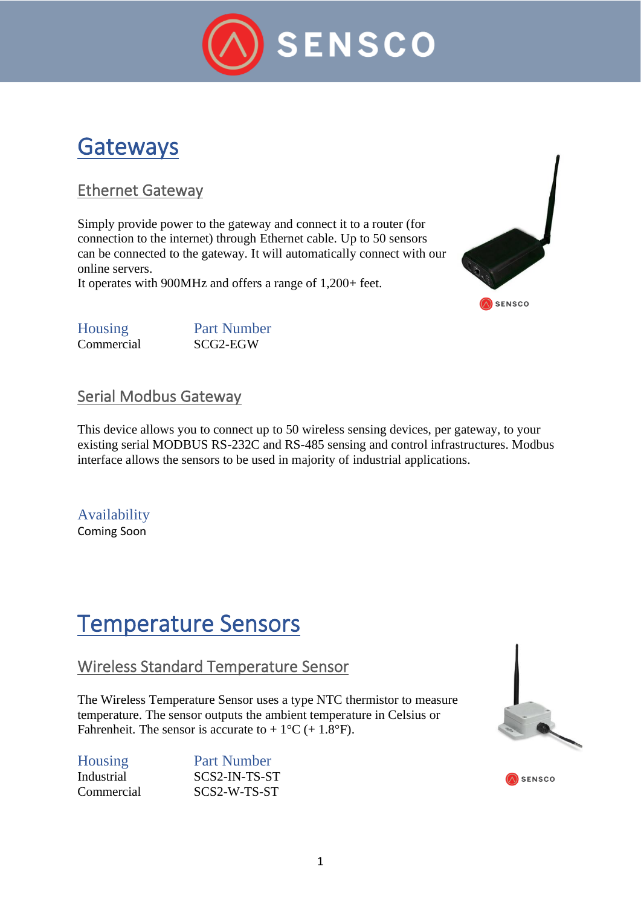# Gateways

## Ethernet Gateway

Simply provide power to the gateway and connect it to a router (for connection to the internet) through Ethernet cable. Up to 50 sensors can be connected to the gateway. It will automatically connect with our online servers.
It operates with 900MHz and offers a range of 1,200+ feet.

| Housing | Part Number |
|---|---|
| Commercial | SCG2-EGW |

## Serial Modbus Gateway

This device allows you to connect up to 50 wireless sensing devices, per gateway, to your existing serial MODBUS RS-232C and RS-485 sensing and control infrastructures. Modbus interface allows the sensors to be used in majority of industrial applications.

Availability
Coming Soon

# Temperature Sensors

## Wireless Standard Temperature Sensor

The Wireless Temperature Sensor uses a type NTC thermistor to measure temperature. The sensor outputs the ambient temperature in Celsius or Fahrenheit. The sensor is accurate to + 1°C (+ 1.8°F).

| Housing | Part Number |
|---|---|
| Industrial | SCS2-IN-TS-ST |
| Commercial | SCS2-W-TS-ST |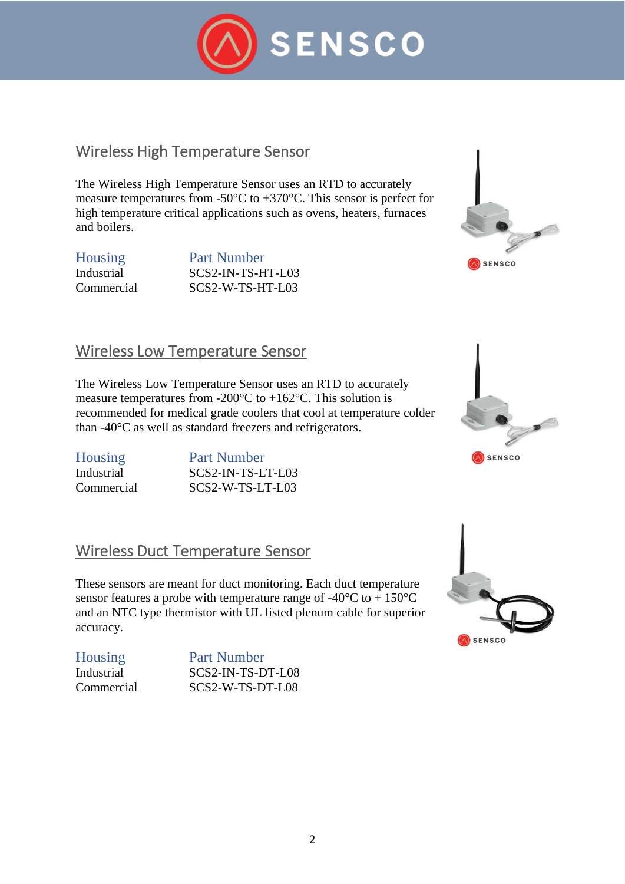## Wireless High Temperature Sensor

The Wireless High Temperature Sensor uses an RTD to accurately measure temperatures from -50°C to +370°C. This sensor is perfect for high temperature critical applications such as ovens, heaters, furnaces and boilers.

| Housing | Part Number |
|---|---|
| Industrial | SCS2-IN-TS-HT-L03 |
| Commercial | SCS2-W-TS-HT-L03 |

## Wireless Low Temperature Sensor

The Wireless Low Temperature Sensor uses an RTD to accurately measure temperatures from -200°C to +162°C. This solution is recommended for medical grade coolers that cool at temperature colder than -40°C as well as standard freezers and refrigerators.

| Housing | Part Number |
|---|---|
| Industrial | SCS2-IN-TS-LT-L03 |
| Commercial | SCS2-W-TS-LT-L03 |

## Wireless Duct Temperature Sensor

These sensors are meant for duct monitoring. Each duct temperature sensor features a probe with temperature range of -40°C to + 150°C and an NTC type thermistor with UL listed plenum cable for superior accuracy.

| Housing | Part Number |
|---|---|
| Industrial | SCS2-IN-TS-DT-L08 |
| Commercial | SCS2-W-TS-DT-L08 |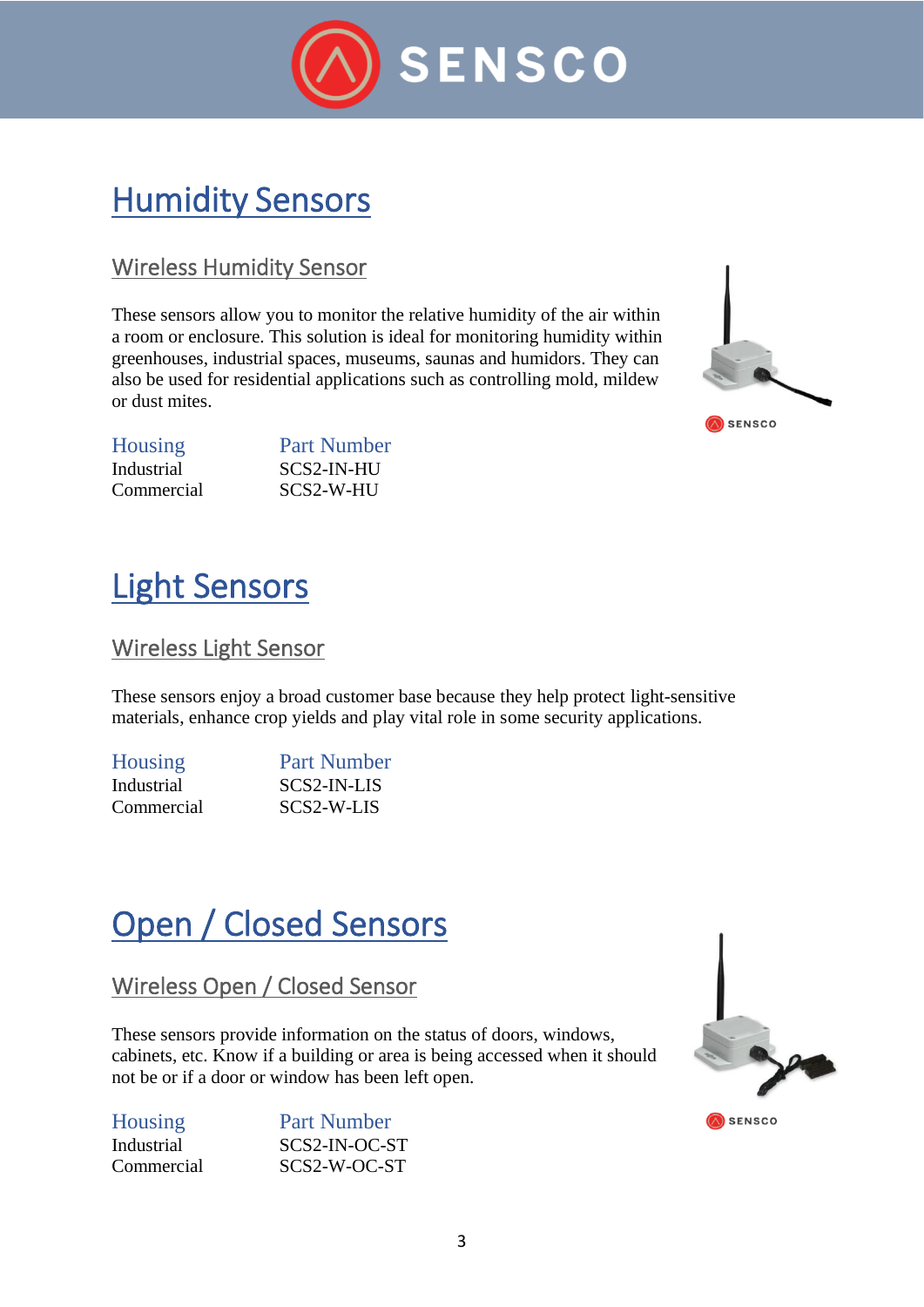# Humidity Sensors

## Wireless Humidity Sensor

These sensors allow you to monitor the relative humidity of the air within a room or enclosure. This solution is ideal for monitoring humidity within greenhouses, industrial spaces, museums, saunas and humidors. They can also be used for residential applications such as controlling mold, mildew or dust mites.

| Housing | Part Number |
|---|---|
| Industrial | SCS2-IN-HU |
| Commercial | SCS2-W-HU |

# Light Sensors

## Wireless Light Sensor

These sensors enjoy a broad customer base because they help protect light-sensitive materials, enhance crop yields and play vital role in some security applications.

| Housing | Part Number |
|---|---|
| Industrial | SCS2-IN-LIS |
| Commercial | SCS2-W-LIS |

# Open / Closed Sensors

## Wireless Open / Closed Sensor

These sensors provide information on the status of doors, windows, cabinets, etc. Know if a building or area is being accessed when it should not be or if a door or window has been left open.

| Housing | Part Number |
|---|---|
| Industrial | SCS2-IN-OC-ST |
| Commercial | SCS2-W-OC-ST |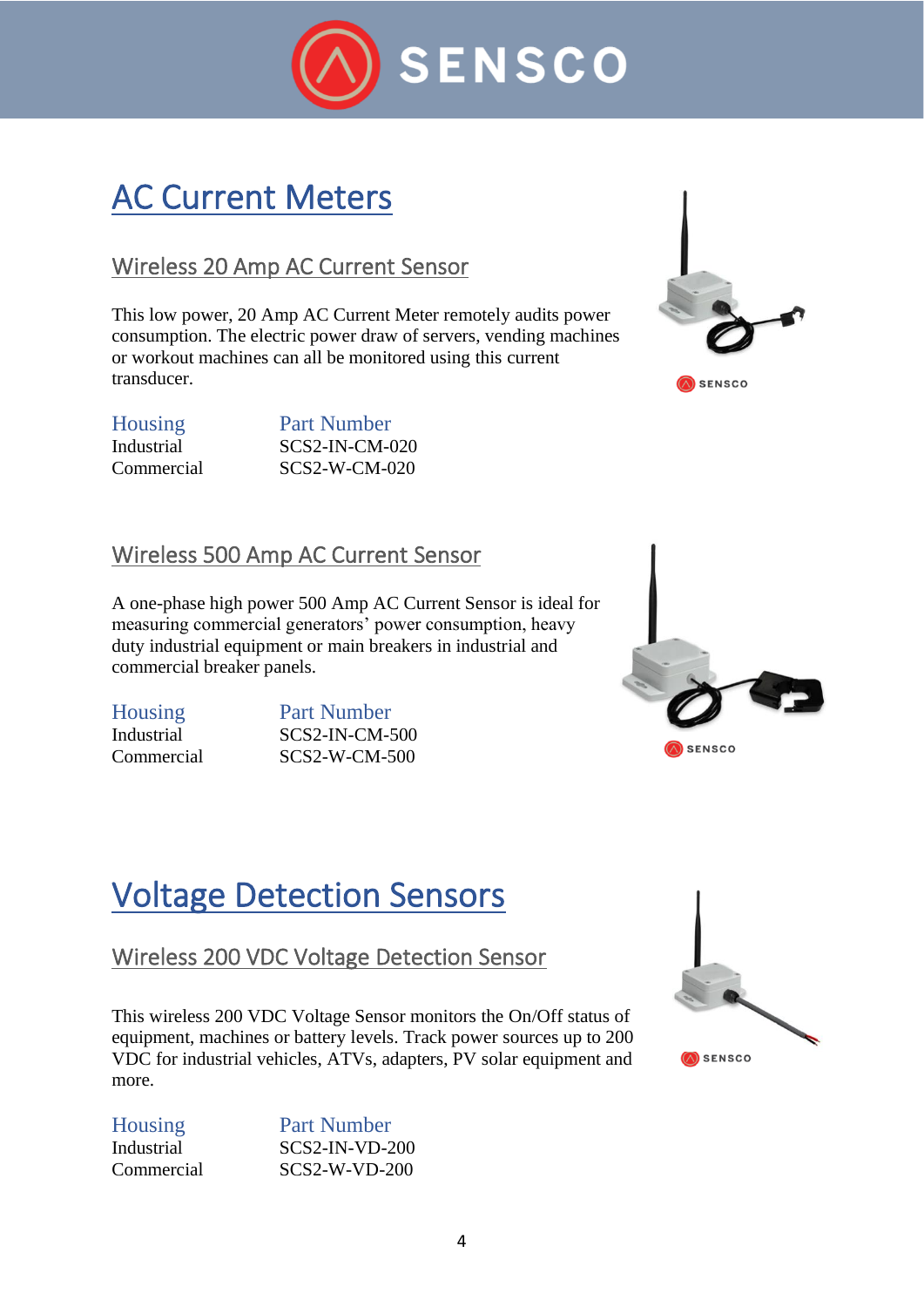# AC Current Meters

## Wireless 20 Amp AC Current Sensor

This low power, 20 Amp AC Current Meter remotely audits power consumption. The electric power draw of servers, vending machines or workout machines can all be monitored using this current transducer.

| Housing | Part Number |
|---|---|
| Industrial | SCS2-IN-CM-020 |
| Commercial | SCS2-W-CM-020 |

## Wireless 500 Amp AC Current Sensor

A one-phase high power 500 Amp AC Current Sensor is ideal for measuring commercial generators' power consumption, heavy duty industrial equipment or main breakers in industrial and commercial breaker panels.

| Housing | Part Number |
|---|---|
| Industrial | SCS2-IN-CM-500 |
| Commercial | SCS2-W-CM-500 |

# Voltage Detection Sensors

## Wireless 200 VDC Voltage Detection Sensor

This wireless 200 VDC Voltage Sensor monitors the On/Off status of equipment, machines or battery levels. Track power sources up to 200 VDC for industrial vehicles, ATVs, adapters, PV solar equipment and more.

| Housing | Part Number |
|---|---|
| Industrial | SCS2-IN-VD-200 |
| Commercial | SCS2-W-VD-200 |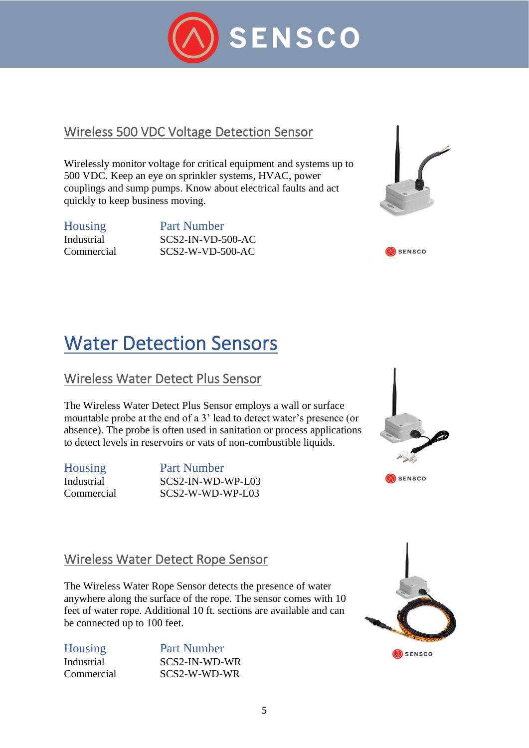## Wireless 500 VDC Voltage Detection Sensor

Wirelessly monitor voltage for critical equipment and systems up to 500 VDC. Keep an eye on sprinkler systems, HVAC, power couplings and sump pumps. Know about electrical faults and act quickly to keep business moving.

| Housing | Part Number |
|---|---|
| Industrial | SCS2-IN-VD-500-AC |
| Commercial | SCS2-W-VD-500-AC |

# Water Detection Sensors

## Wireless Water Detect Plus Sensor

The Wireless Water Detect Plus Sensor employs a wall or surface mountable probe at the end of a 3' lead to detect water's presence (or absence). The probe is often used in sanitation or process applications to detect levels in reservoirs or vats of non-combustible liquids.

| Housing | Part Number |
|---|---|
| Industrial | SCS2-IN-WD-WP-L03 |
| Commercial | SCS2-W-WD-WP-L03 |

## Wireless Water Detect Rope Sensor

The Wireless Water Rope Sensor detects the presence of water anywhere along the surface of the rope. The sensor comes with 10 feet of water rope. Additional 10 ft. sections are available and can be connected up to 100 feet.

| Housing | Part Number |
|---|---|
| Industrial | SCS2-IN-WD-WR |
| Commercial | SCS2-W-WD-WR |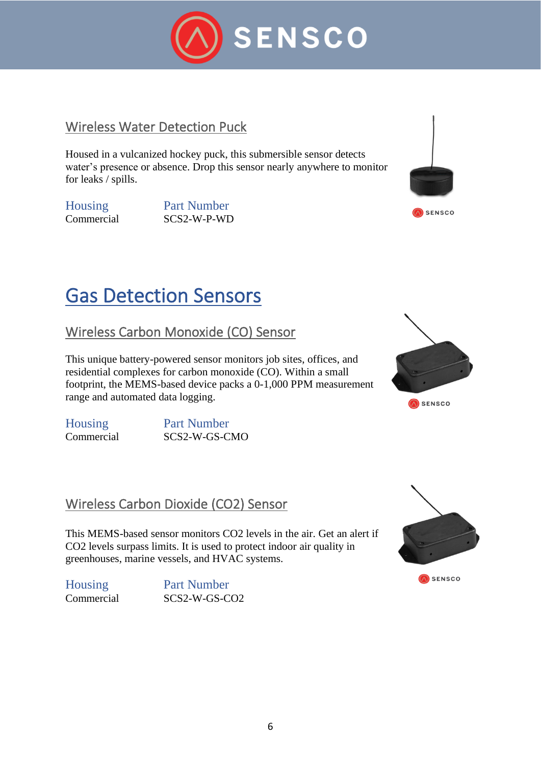## Wireless Water Detection Puck

Housed in a vulcanized hockey puck, this submersible sensor detects water's presence or absence. Drop this sensor nearly anywhere to monitor for leaks / spills.

| Housing | Part Number |
| --- | --- |
| Commercial | SCS2-W-P-WD |

# Gas Detection Sensors

## Wireless Carbon Monoxide (CO) Sensor

This unique battery-powered sensor monitors job sites, offices, and residential complexes for carbon monoxide (CO). Within a small footprint, the MEMS-based device packs a 0-1,000 PPM measurement range and automated data logging.

| Housing | Part Number |
| --- | --- |
| Commercial | SCS2-W-GS-CMO |

## Wireless Carbon Dioxide ($CO_2$) Sensor

This MEMS-based sensor monitors $CO_2$ levels in the air. Get an alert if $CO_2$ levels surpass limits. It is used to protect indoor air quality in greenhouses, marine vessels, and HVAC systems.

| Housing | Part Number |
| --- | --- |
| Commercial | SCS2-W-GS-CO2 |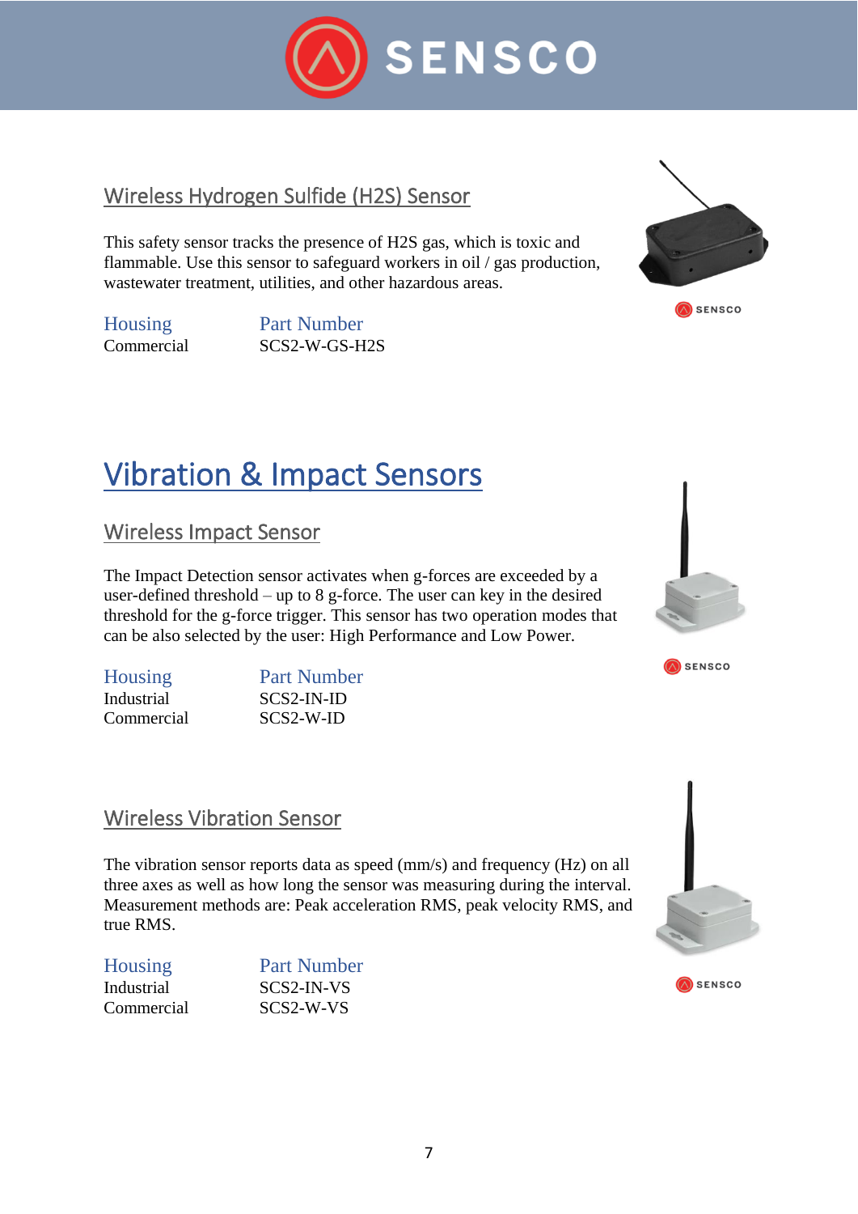## Wireless Hydrogen Sulfide (H2S) Sensor

This safety sensor tracks the presence of H2S gas, which is toxic and flammable. Use this sensor to safeguard workers in oil / gas production, wastewater treatment, utilities, and other hazardous areas.

| Housing | Part Number |
| --- | --- |
| Commercial | SCS2-W-GS-H2S |

# Vibration & Impact Sensors

## Wireless Impact Sensor

The Impact Detection sensor activates when g-forces are exceeded by a user-defined threshold – up to 8 g-force. The user can key in the desired threshold for the g-force trigger. This sensor has two operation modes that can be also selected by the user: High Performance and Low Power.

| Housing | Part Number |
| --- | --- |
| Industrial | SCS2-IN-ID |
| Commercial | SCS2-W-ID |

## Wireless Vibration Sensor

The vibration sensor reports data as speed (mm/s) and frequency (Hz) on all three axes as well as how long the sensor was measuring during the interval. Measurement methods are: Peak acceleration RMS, peak velocity RMS, and true RMS.

| Housing | Part Number |
| --- | --- |
| Industrial | SCS2-IN-VS |
| Commercial | SCS2-W-VS |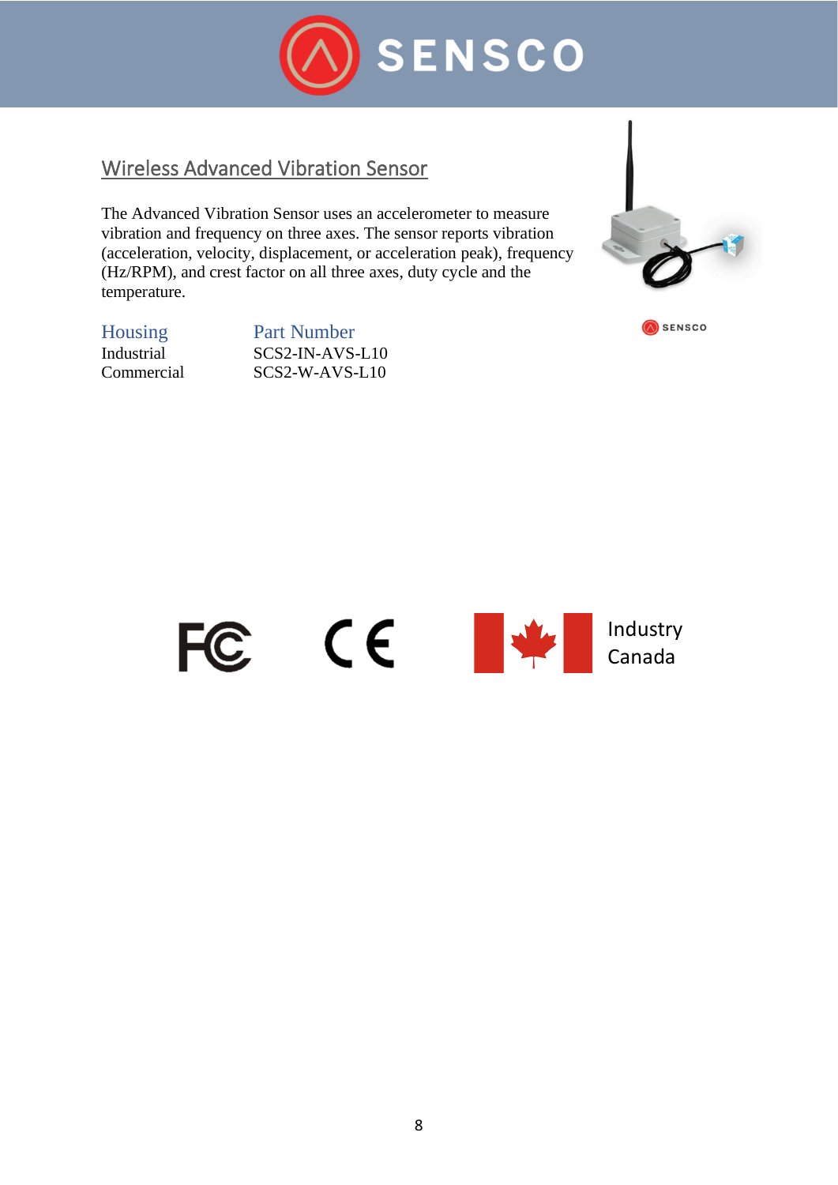## Wireless Advanced Vibration Sensor

The Advanced Vibration Sensor uses an accelerometer to measure vibration and frequency on three axes. The sensor reports vibration (acceleration, velocity, displacement, or acceleration peak), frequency (Hz/RPM), and crest factor on all three axes, duty cycle and the temperature.

| Housing | Part Number |
|---|---|
| Industrial | SCS2-IN-AVS-L10 |
| Commercial | SCS2-W-AVS-L10 |

Industry Canada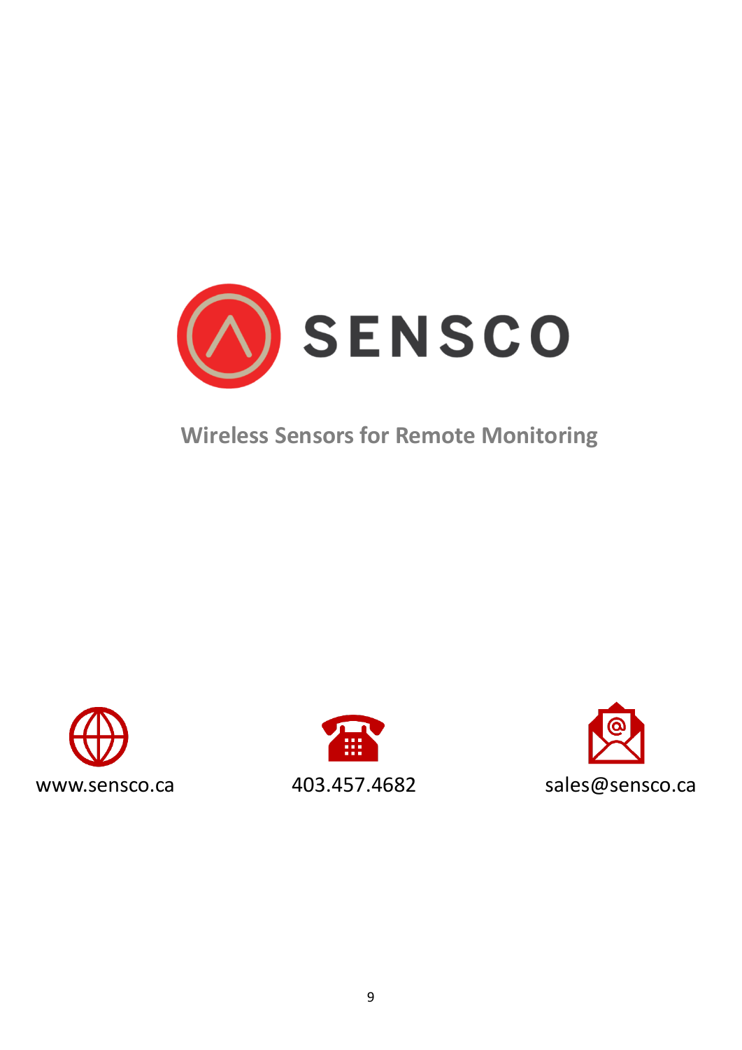SENSCO

**Wireless Sensors for Remote Monitoring**

www.sensco.ca

403.457.4682

sales@sensco.ca